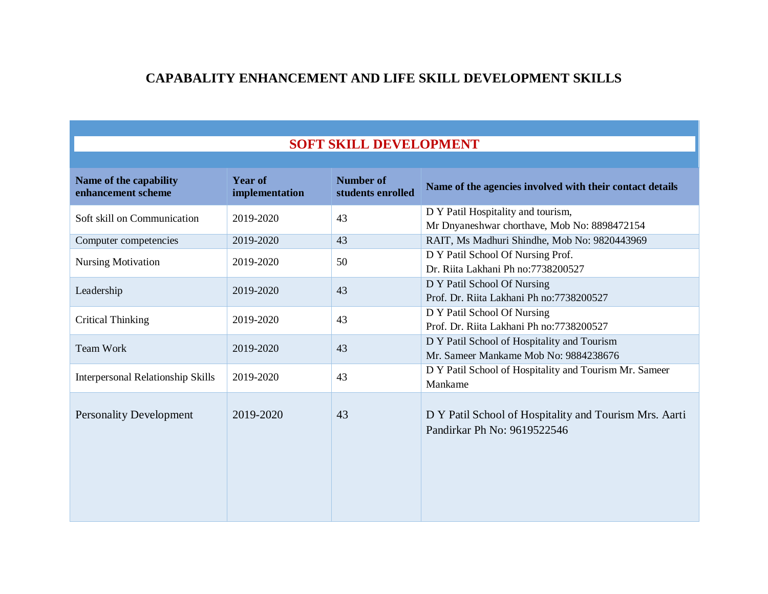# CAPABALITY ENHANCEMENT AND LIFE SKILL DEVELOPMENT SKILLS

## SOFT SKILL DEVELOPMENT

| Name of the capability enhancement scheme | Year of implementation | Number of students enrolled | Name of the agencies involved with their contact details |
|---|---|---|---|
| Soft skill on Communication | 2019-2020 | 43 | D Y Patil Hospitality and tourism, Mr Dnyaneshwar chorthave, Mob No: 8898472154 |
| Computer competencies | 2019-2020 | 43 | RAIT, Ms Madhuri Shindhe, Mob No: 9820443969 |
| Nursing Motivation | 2019-2020 | 50 | D Y Patil School Of Nursing Prof. Dr. Riita Lakhani Ph no:7738200527 |
| Leadership | 2019-2020 | 43 | D Y Patil School Of Nursing Prof. Dr. Riita Lakhani Ph no:7738200527 |
| Critical Thinking | 2019-2020 | 43 | D Y Patil School Of Nursing Prof. Dr. Riita Lakhani Ph no:7738200527 |
| Team Work | 2019-2020 | 43 | D Y Patil School of Hospitality and Tourism Mr. Sameer Mankame Mob No: 9884238676 |
| Interpersonal Relationship Skills | 2019-2020 | 43 | D Y Patil School of Hospitality and Tourism Mr. Sameer Mankame |
| Personality Development | 2019-2020 | 43 | D Y Patil School of Hospitality and Tourism Mrs. Aarti Pandirkar Ph No: 9619522546 |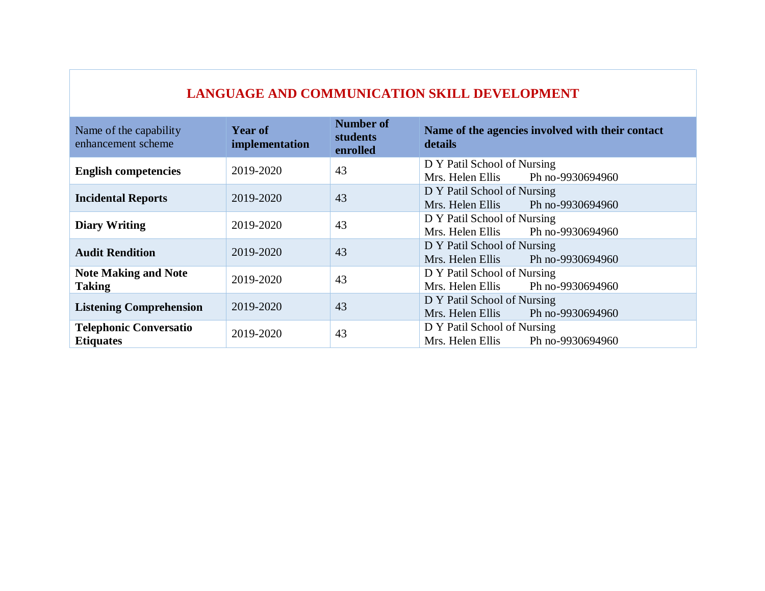## LANGUAGE AND COMMUNICATION SKILL DEVELOPMENT

| Name of the capability enhancement scheme | **Year of implementation** | **Number of students enrolled** | **Name of the agencies involved with their contact details** |
|---|---|---|---|
| **English competencies** | 2019-2020 | 43 | D Y Patil School of Nursing<br>Mrs. Helen Ellis Ph no-9930694960 |
| **Incidental Reports** | 2019-2020 | 43 | D Y Patil School of Nursing<br>Mrs. Helen Ellis Ph no-9930694960 |
| **Diary Writing** | 2019-2020 | 43 | D Y Patil School of Nursing<br>Mrs. Helen Ellis Ph no-9930694960 |
| **Audit Rendition** | 2019-2020 | 43 | D Y Patil School of Nursing<br>Mrs. Helen Ellis Ph no-9930694960 |
| **Note Making and Note Taking** | 2019-2020 | 43 | D Y Patil School of Nursing<br>Mrs. Helen Ellis Ph no-9930694960 |
| **Listening Comprehension** | 2019-2020 | 43 | D Y Patil School of Nursing<br>Mrs. Helen Ellis Ph no-9930694960 |
| **Telephonic Conversatio Etiquates** | 2019-2020 | 43 | D Y Patil School of Nursing<br>Mrs. Helen Ellis Ph no-9930694960 |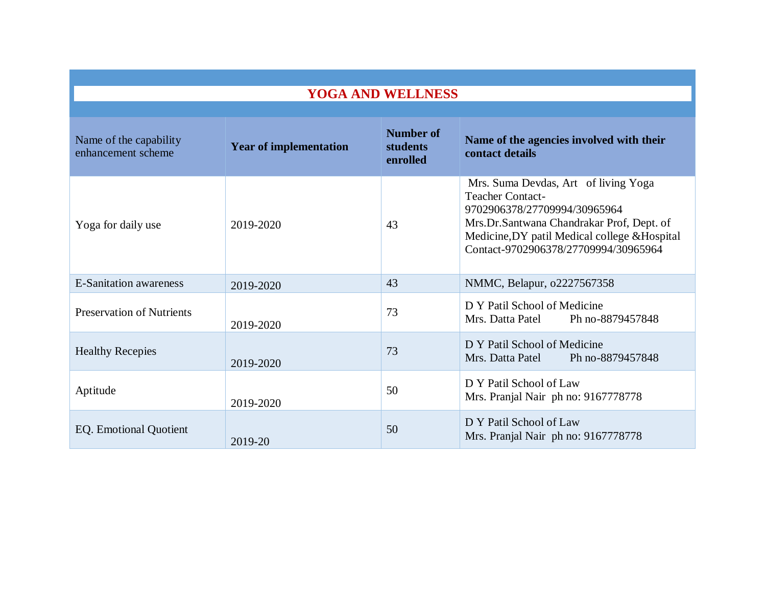## YOGA AND WELLNESS

| Name of the capability enhancement scheme | **Year of implementation** | **Number of students enrolled** | **Name of the agencies involved with their contact details** |
|---|---|---|---|
| Yoga for daily use | 2019-2020 | 43 | Mrs. Suma Devdas, Art of living Yoga Teacher Contact-9702906378/27709994/30965964<br>Mrs.Dr.Santwana Chandrakar Prof, Dept. of Medicine,DY patil Medical college &Hospital Contact-9702906378/27709994/30965964 |
| E-Sanitation awareness | 2019-2020 | 43 | NMMC, Belapur, o2227567358 |
| Preservation of Nutrients | 2019-2020 | 73 | D Y Patil School of Medicine<br>Mrs. Datta Patel Ph no-8879457848 |
| Healthy Recepies | 2019-2020 | 73 | D Y Patil School of Medicine<br>Mrs. Datta Patel Ph no-8879457848 |
| Aptitude | 2019-2020 | 50 | D Y Patil School of Law<br>Mrs. Pranjal Nair ph no: 9167778778 |
| EQ. Emotional Quotient | 2019-20 | 50 | D Y Patil School of Law<br>Mrs. Pranjal Nair ph no: 9167778778 |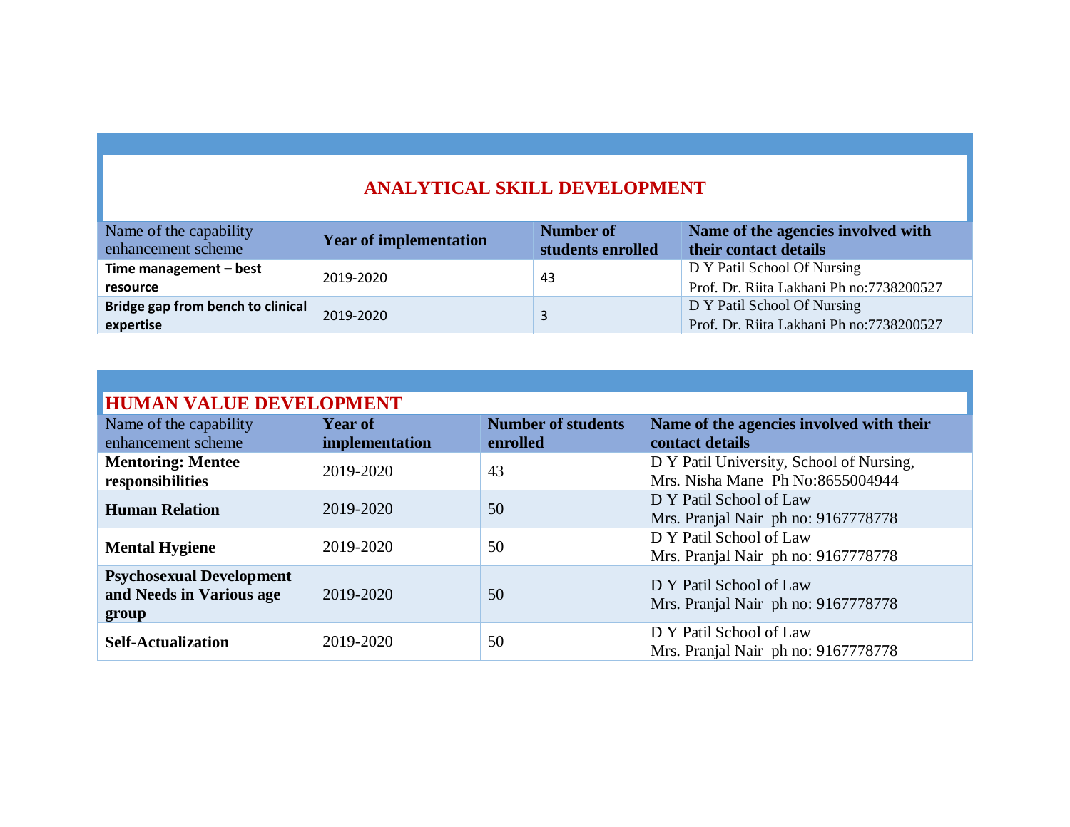## ANALYTICAL SKILL DEVELOPMENT

| Name of the capability enhancement scheme | **Year of implementation** | **Number of students enrolled** | **Name of the agencies involved with their contact details** |
|---|---|---|---|
| **Time management – best resource** | 2019-2020 | 43 | D Y Patil School Of Nursing<br>Prof. Dr. Riita Lakhani Ph no:7738200527 |
| **Bridge gap from bench to clinical expertise** | 2019-2020 | 3 | D Y Patil School Of Nursing<br>Prof. Dr. Riita Lakhani Ph no:7738200527 |

## HUMAN VALUE DEVELOPMENT

| Name of the capability enhancement scheme | **Year of implementation** | **Number of students enrolled** | **Name of the agencies involved with their contact details** |
|---|---|---|---|
| **Mentoring: Mentee responsibilities** | 2019-2020 | 43 | D Y Patil University, School of Nursing,<br>Mrs. Nisha Mane Ph No:8655004944 |
| **Human Relation** | 2019-2020 | 50 | D Y Patil School of Law<br>Mrs. Pranjal Nair ph no: 9167778778 |
| **Mental Hygiene** | 2019-2020 | 50 | D Y Patil School of Law<br>Mrs. Pranjal Nair ph no: 9167778778 |
| **Psychosexual Development and Needs in Various age group** | 2019-2020 | 50 | D Y Patil School of Law<br>Mrs. Pranjal Nair ph no: 9167778778 |
| **Self-Actualization** | 2019-2020 | 50 | D Y Patil School of Law<br>Mrs. Pranjal Nair ph no: 9167778778 |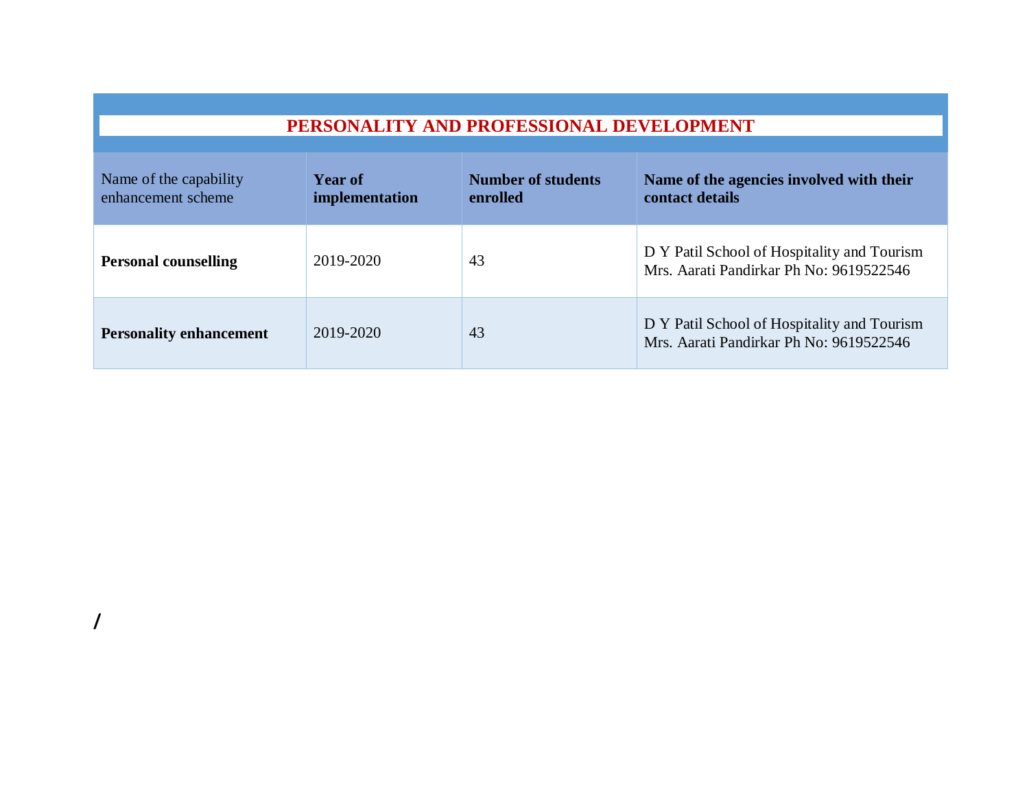| PERSONALITY AND PROFESSIONAL DEVELOPMENT | | | |
|---|---|---|---|
| Name of the capability enhancement scheme | **Year of implementation** | **Number of students enrolled** | **Name of the agencies involved with their contact details** |
| **Personal counselling** | 2019-2020 | 43 | D Y Patil School of Hospitality and Tourism Mrs. Aarati Pandirkar Ph No: 9619522546 |
| **Personality enhancement** | 2019-2020 | 43 | D Y Patil School of Hospitality and Tourism Mrs. Aarati Pandirkar Ph No: 9619522546 |

/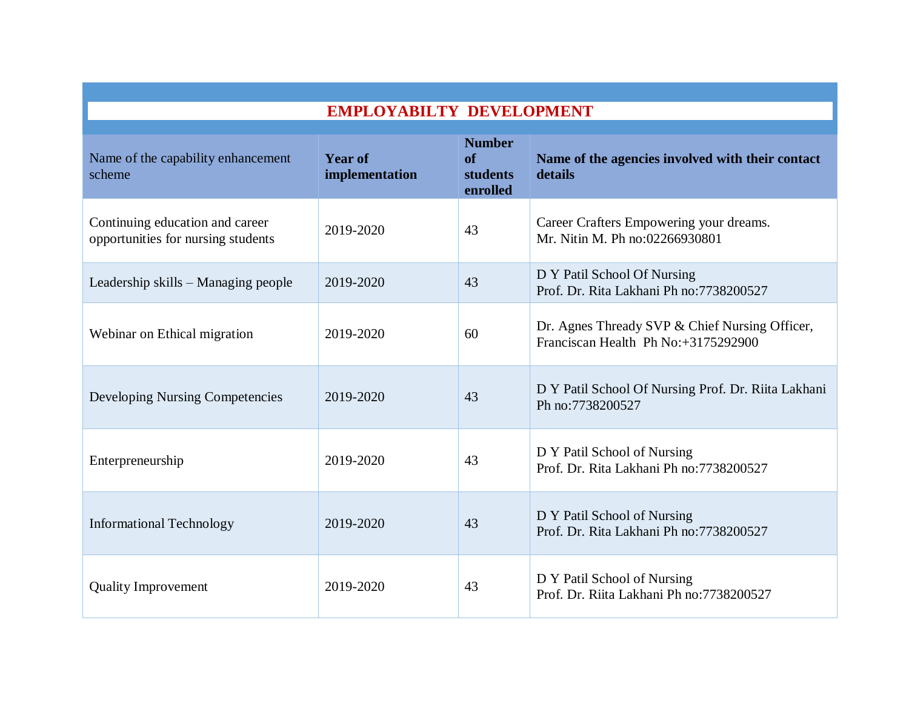## EMPLOYABILTY DEVELOPMENT

| Name of the capability enhancement scheme | **Year of implementation** | **Number of students enrolled** | **Name of the agencies involved with their contact details** |
|---|---|---|---|
| Continuing education and career opportunities for nursing students | 2019-2020 | 43 | Career Crafters Empowering your dreams. Mr. Nitin M. Ph no:02266930801 |
| Leadership skills – Managing people | 2019-2020 | 43 | D Y Patil School Of Nursing Prof. Dr. Rita Lakhani Ph no:7738200527 |
| Webinar on Ethical migration | 2019-2020 | 60 | Dr. Agnes Thready SVP & Chief Nursing Officer, Franciscan Health Ph No:+3175292900 |
| Developing Nursing Competencies | 2019-2020 | 43 | D Y Patil School Of Nursing Prof. Dr. Riita Lakhani Ph no:7738200527 |
| Enterpreneurship | 2019-2020 | 43 | D Y Patil School of Nursing Prof. Dr. Rita Lakhani Ph no:7738200527 |
| Informational Technology | 2019-2020 | 43 | D Y Patil School of Nursing Prof. Dr. Rita Lakhani Ph no:7738200527 |
| Quality Improvement | 2019-2020 | 43 | D Y Patil School of Nursing Prof. Dr. Riita Lakhani Ph no:7738200527 |